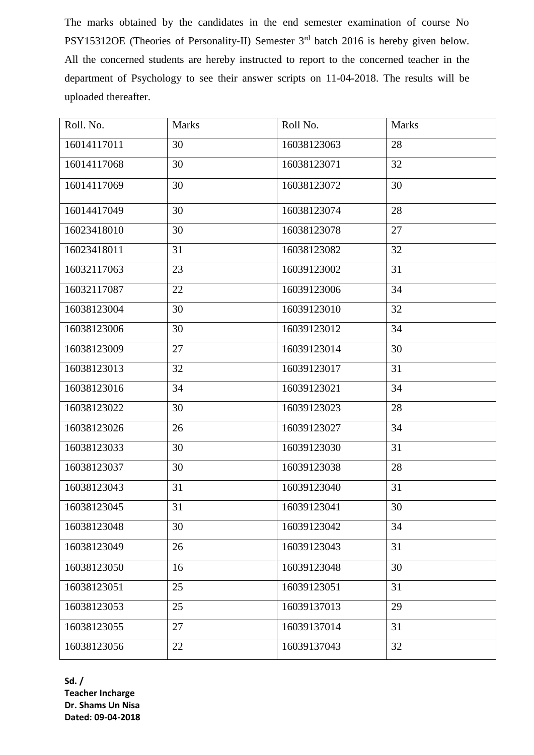The marks obtained by the candidates in the end semester examination of course No PSY15312OE (Theories of Personality-II) Semester 3rd batch 2016 is hereby given below. All the concerned students are hereby instructed to report to the concerned teacher in the department of Psychology to see their answer scripts on 11-04-2018. The results will be uploaded thereafter.

| Roll. No. | Marks | Roll No. | Marks |
|---|---|---|---|
| 16014117011 | 30 | 16038123063 | 28 |
| 16014117068 | 30 | 16038123071 | 32 |
| 16014117069 | 30 | 16038123072 | 30 |
| 16014417049 | 30 | 16038123074 | 28 |
| 16023418010 | 30 | 16038123078 | 27 |
| 16023418011 | 31 | 16038123082 | 32 |
| 16032117063 | 23 | 16039123002 | 31 |
| 16032117087 | 22 | 16039123006 | 34 |
| 16038123004 | 30 | 16039123010 | 32 |
| 16038123006 | 30 | 16039123012 | 34 |
| 16038123009 | 27 | 16039123014 | 30 |
| 16038123013 | 32 | 16039123017 | 31 |
| 16038123016 | 34 | 16039123021 | 34 |
| 16038123022 | 30 | 16039123023 | 28 |
| 16038123026 | 26 | 16039123027 | 34 |
| 16038123033 | 30 | 16039123030 | 31 |
| 16038123037 | 30 | 16039123038 | 28 |
| 16038123043 | 31 | 16039123040 | 31 |
| 16038123045 | 31 | 16039123041 | 30 |
| 16038123048 | 30 | 16039123042 | 34 |
| 16038123049 | 26 | 16039123043 | 31 |
| 16038123050 | 16 | 16039123048 | 30 |
| 16038123051 | 25 | 16039123051 | 31 |
| 16038123053 | 25 | 16039137013 | 29 |
| 16038123055 | 27 | 16039137014 | 31 |
| 16038123056 | 22 | 16039137043 | 32 |

**Sd. /**
**Teacher Incharge**
**Dr. Shams Un Nisa**
**Dated: 09-04-2018**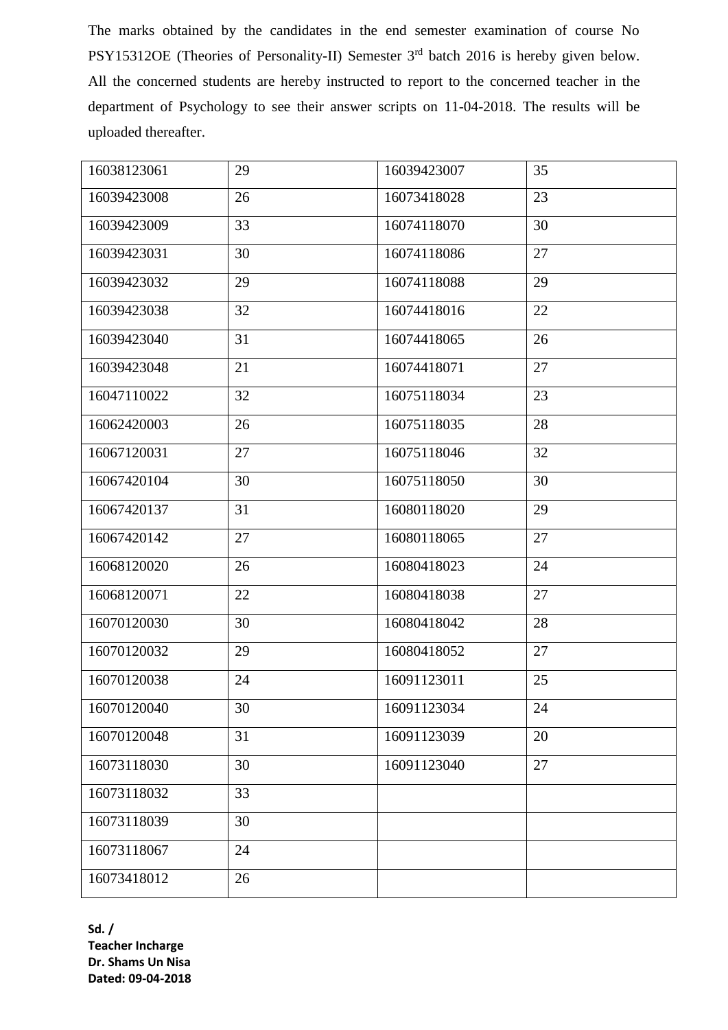The marks obtained by the candidates in the end semester examination of course No PSY15312OE (Theories of Personality-II) Semester 3rd batch 2016 is hereby given below. All the concerned students are hereby instructed to report to the concerned teacher in the department of Psychology to see their answer scripts on 11-04-2018. The results will be uploaded thereafter.

| | | | |
|---|---|---|---|
| 16038123061 | 29 | 16039423007 | 35 |
| 16039423008 | 26 | 16073418028 | 23 |
| 16039423009 | 33 | 16074118070 | 30 |
| 16039423031 | 30 | 16074118086 | 27 |
| 16039423032 | 29 | 16074118088 | 29 |
| 16039423038 | 32 | 16074418016 | 22 |
| 16039423040 | 31 | 16074418065 | 26 |
| 16039423048 | 21 | 16074418071 | 27 |
| 16047110022 | 32 | 16075118034 | 23 |
| 16062420003 | 26 | 16075118035 | 28 |
| 16067120031 | 27 | 16075118046 | 32 |
| 16067420104 | 30 | 16075118050 | 30 |
| 16067420137 | 31 | 16080118020 | 29 |
| 16067420142 | 27 | 16080118065 | 27 |
| 16068120020 | 26 | 16080418023 | 24 |
| 16068120071 | 22 | 16080418038 | 27 |
| 16070120030 | 30 | 16080418042 | 28 |
| 16070120032 | 29 | 16080418052 | 27 |
| 16070120038 | 24 | 16091123011 | 25 |
| 16070120040 | 30 | 16091123034 | 24 |
| 16070120048 | 31 | 16091123039 | 20 |
| 16073118030 | 30 | 16091123040 | 27 |
| 16073118032 | 33 | | |
| 16073118039 | 30 | | |
| 16073118067 | 24 | | |
| 16073418012 | 26 | | |

**Sd. /**
**Teacher Incharge**
**Dr. Shams Un Nisa**
**Dated: 09-04-2018**